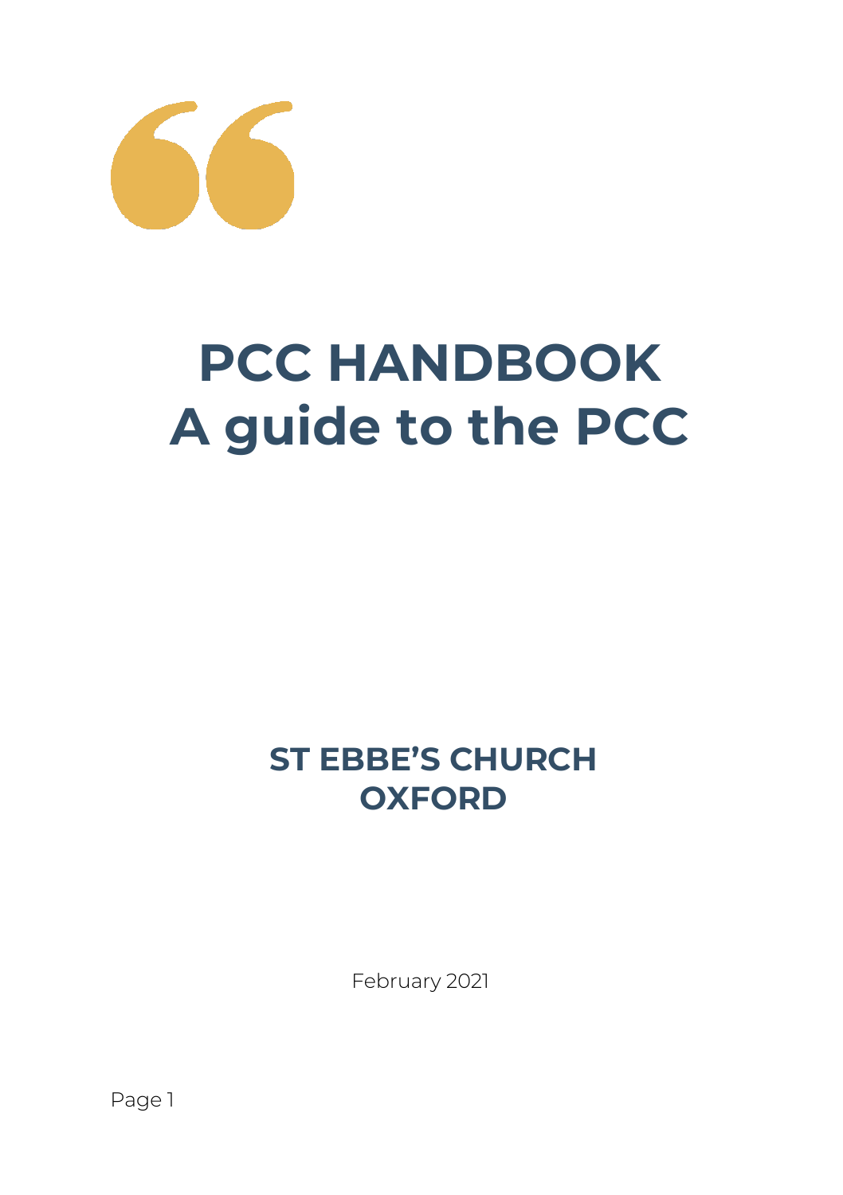# PCC HANDBOOK
# A guide to the PCC

## ST EBBE'S CHURCH
## OXFORD

February 2021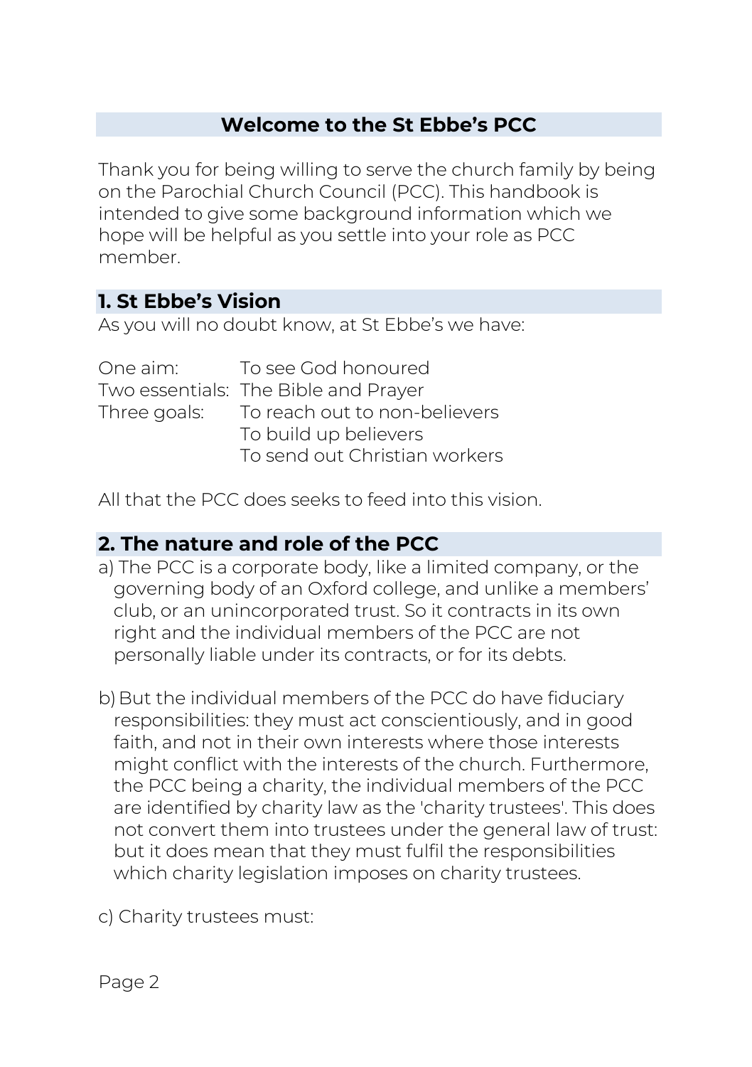## Welcome to the St Ebbe's PCC

Thank you for being willing to serve the church family by being on the Parochial Church Council (PCC). This handbook is intended to give some background information which we hope will be helpful as you settle into your role as PCC member.

## 1. St Ebbe's Vision

As you will no doubt know, at St Ebbe's we have:

| | |
|---|---|
| One aim: | To see God honoured |
| Two essentials: | The Bible and Prayer |
| Three goals: | To reach out to non-believers |
| | To build up believers |
| | To send out Christian workers |

All that the PCC does seeks to feed into this vision.

## 2. The nature and role of the PCC

a) The PCC is a corporate body, like a limited company, or the governing body of an Oxford college, and unlike a members' club, or an unincorporated trust. So it contracts in its own right and the individual members of the PCC are not personally liable under its contracts, or for its debts.

b) But the individual members of the PCC do have fiduciary responsibilities: they must act conscientiously, and in good faith, and not in their own interests where those interests might conflict with the interests of the church. Furthermore, the PCC being a charity, the individual members of the PCC are identified by charity law as the 'charity trustees'. This does not convert them into trustees under the general law of trust: but it does mean that they must fulfil the responsibilities which charity legislation imposes on charity trustees.

c) Charity trustees must: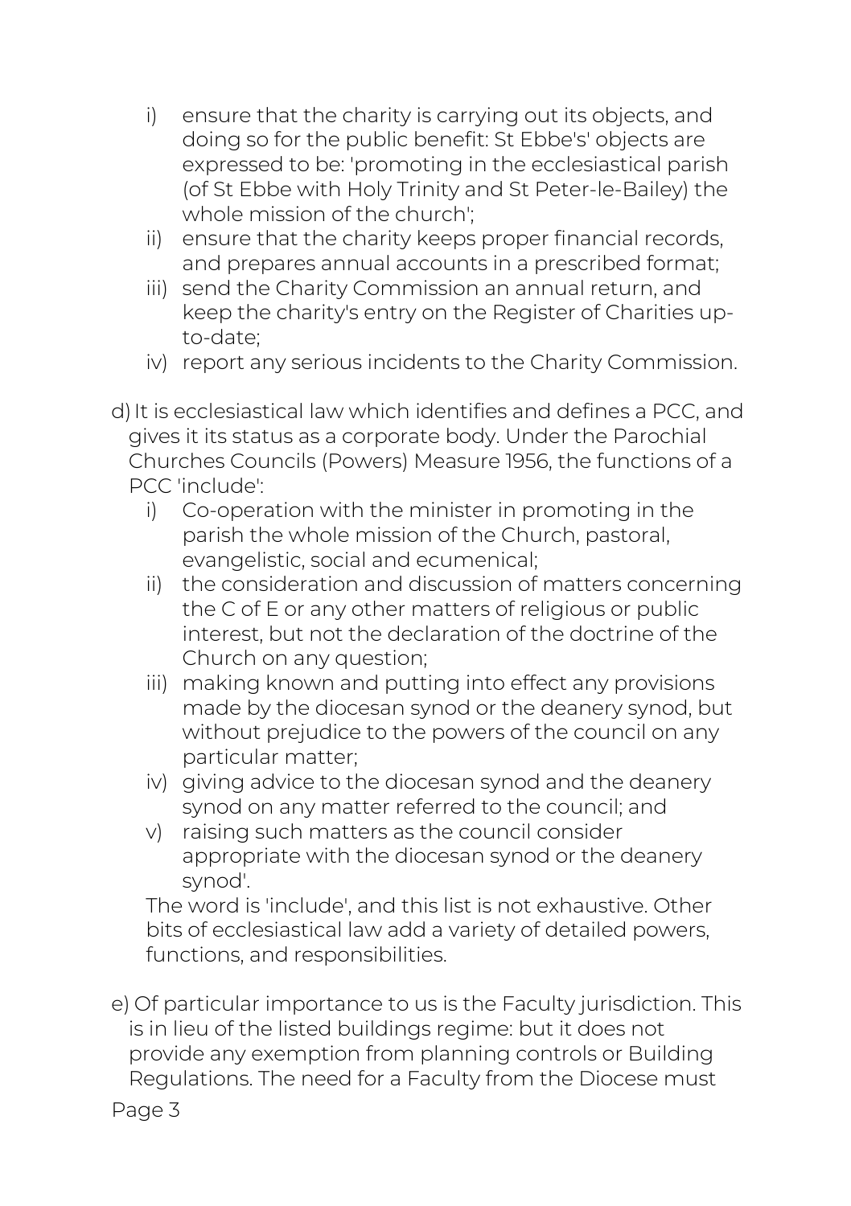i) ensure that the charity is carrying out its objects, and doing so for the public benefit: St Ebbe's' objects are expressed to be: 'promoting in the ecclesiastical parish (of St Ebbe with Holy Trinity and St Peter-le-Bailey) the whole mission of the church';
ii) ensure that the charity keeps proper financial records, and prepares annual accounts in a prescribed format;
iii) send the Charity Commission an annual return, and keep the charity's entry on the Register of Charities up-to-date;
iv) report any serious incidents to the Charity Commission.

d) It is ecclesiastical law which identifies and defines a PCC, and gives it its status as a corporate body. Under the Parochial Churches Councils (Powers) Measure 1956, the functions of a PCC 'include':
   i) Co-operation with the minister in promoting in the parish the whole mission of the Church, pastoral, evangelistic, social and ecumenical;
   ii) the consideration and discussion of matters concerning the C of E or any other matters of religious or public interest, but not the declaration of the doctrine of the Church on any question;
   iii) making known and putting into effect any provisions made by the diocesan synod or the deanery synod, but without prejudice to the powers of the council on any particular matter;
   iv) giving advice to the diocesan synod and the deanery synod on any matter referred to the council; and
   v) raising such matters as the council consider appropriate with the diocesan synod or the deanery synod'.

   The word is 'include', and this list is not exhaustive. Other bits of ecclesiastical law add a variety of detailed powers, functions, and responsibilities.

e) Of particular importance to us is the Faculty jurisdiction. This is in lieu of the listed buildings regime: but it does not provide any exemption from planning controls or Building Regulations. The need for a Faculty from the Diocese must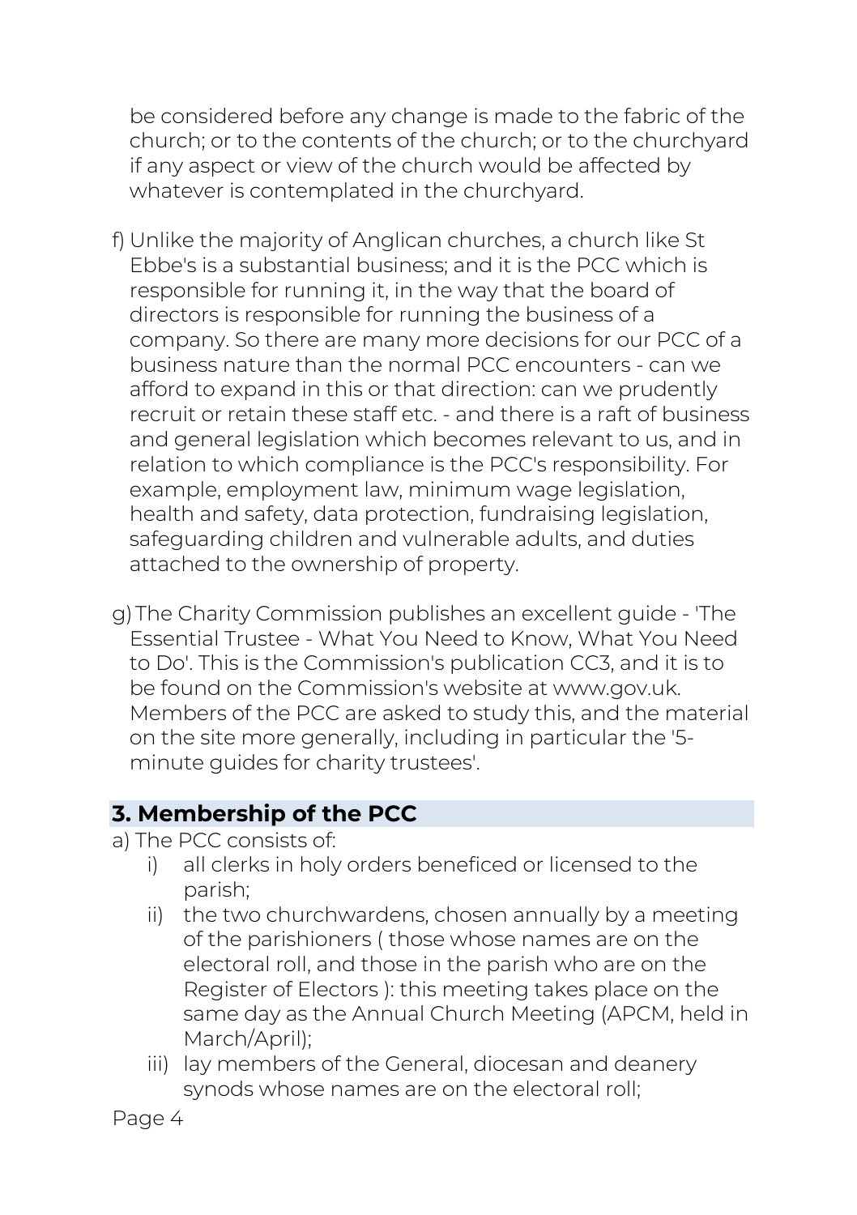be considered before any change is made to the fabric of the church; or to the contents of the church; or to the churchyard if any aspect or view of the church would be affected by whatever is contemplated in the churchyard.

f) Unlike the majority of Anglican churches, a church like St Ebbe's is a substantial business; and it is the PCC which is responsible for running it, in the way that the board of directors is responsible for running the business of a company. So there are many more decisions for our PCC of a business nature than the normal PCC encounters - can we afford to expand in this or that direction: can we prudently recruit or retain these staff etc. - and there is a raft of business and general legislation which becomes relevant to us, and in relation to which compliance is the PCC's responsibility. For example, employment law, minimum wage legislation, health and safety, data protection, fundraising legislation, safeguarding children and vulnerable adults, and duties attached to the ownership of property.

g) The Charity Commission publishes an excellent guide - 'The Essential Trustee - What You Need to Know, What You Need to Do'. This is the Commission's publication CC3, and it is to be found on the Commission's website at www.gov.uk. Members of the PCC are asked to study this, and the material on the site more generally, including in particular the '5-minute guides for charity trustees'.

## 3. Membership of the PCC

a) The PCC consists of:

   i) all clerks in holy orders beneficed or licensed to the parish;

   ii) the two churchwardens, chosen annually by a meeting of the parishioners ( those whose names are on the electoral roll, and those in the parish who are on the Register of Electors ): this meeting takes place on the same day as the Annual Church Meeting (APCM, held in March/April);

   iii) lay members of the General, diocesan and deanery synods whose names are on the electoral roll;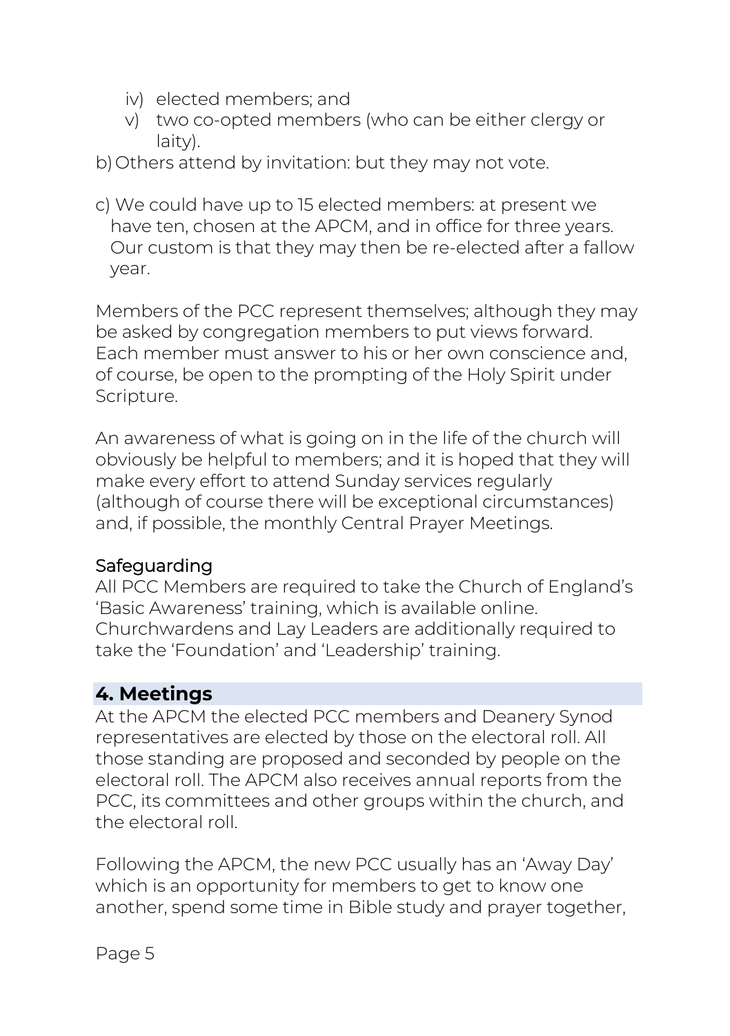iv) elected members; and
v) two co-opted members (who can be either clergy or laity).

b) Others attend by invitation: but they may not vote.

c) We could have up to 15 elected members: at present we have ten, chosen at the APCM, and in office for three years. Our custom is that they may then be re-elected after a fallow year.

Members of the PCC represent themselves; although they may be asked by congregation members to put views forward. Each member must answer to his or her own conscience and, of course, be open to the prompting of the Holy Spirit under Scripture.

An awareness of what is going on in the life of the church will obviously be helpful to members; and it is hoped that they will make every effort to attend Sunday services regularly (although of course there will be exceptional circumstances) and, if possible, the monthly Central Prayer Meetings.

### Safeguarding

All PCC Members are required to take the Church of England's 'Basic Awareness' training, which is available online. Churchwardens and Lay Leaders are additionally required to take the 'Foundation' and 'Leadership' training.

## 4. Meetings

At the APCM the elected PCC members and Deanery Synod representatives are elected by those on the electoral roll. All those standing are proposed and seconded by people on the electoral roll. The APCM also receives annual reports from the PCC, its committees and other groups within the church, and the electoral roll.

Following the APCM, the new PCC usually has an 'Away Day' which is an opportunity for members to get to know one another, spend some time in Bible study and prayer together,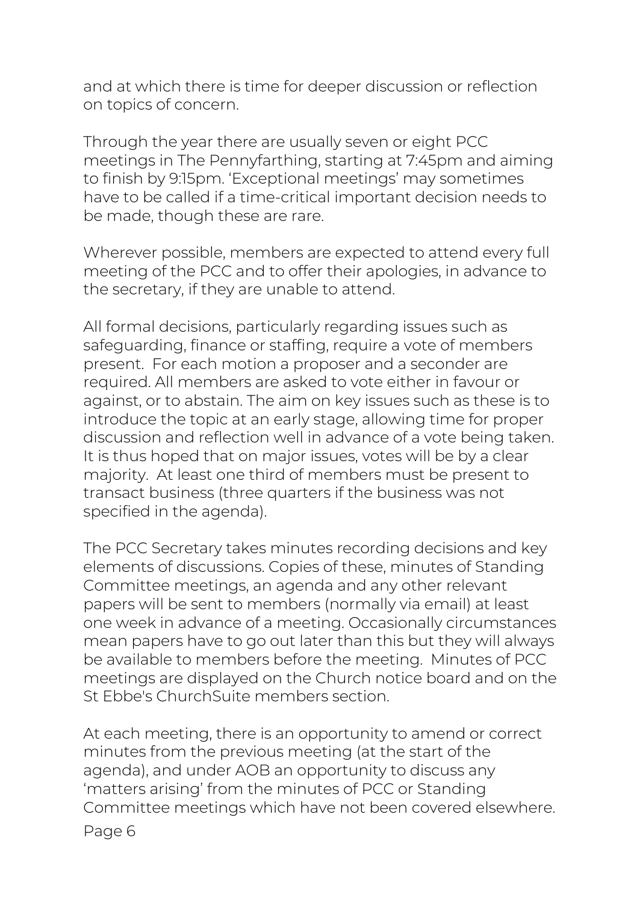and at which there is time for deeper discussion or reflection on topics of concern.

Through the year there are usually seven or eight PCC meetings in The Pennyfarthing, starting at 7:45pm and aiming to finish by 9:15pm. 'Exceptional meetings' may sometimes have to be called if a time-critical important decision needs to be made, though these are rare.

Wherever possible, members are expected to attend every full meeting of the PCC and to offer their apologies, in advance to the secretary, if they are unable to attend.

All formal decisions, particularly regarding issues such as safeguarding, finance or staffing, require a vote of members present. For each motion a proposer and a seconder are required. All members are asked to vote either in favour or against, or to abstain. The aim on key issues such as these is to introduce the topic at an early stage, allowing time for proper discussion and reflection well in advance of a vote being taken. It is thus hoped that on major issues, votes will be by a clear majority. At least one third of members must be present to transact business (three quarters if the business was not specified in the agenda).

The PCC Secretary takes minutes recording decisions and key elements of discussions. Copies of these, minutes of Standing Committee meetings, an agenda and any other relevant papers will be sent to members (normally via email) at least one week in advance of a meeting. Occasionally circumstances mean papers have to go out later than this but they will always be available to members before the meeting. Minutes of PCC meetings are displayed on the Church notice board and on the St Ebbe's ChurchSuite members section.

At each meeting, there is an opportunity to amend or correct minutes from the previous meeting (at the start of the agenda), and under AOB an opportunity to discuss any 'matters arising' from the minutes of PCC or Standing Committee meetings which have not been covered elsewhere.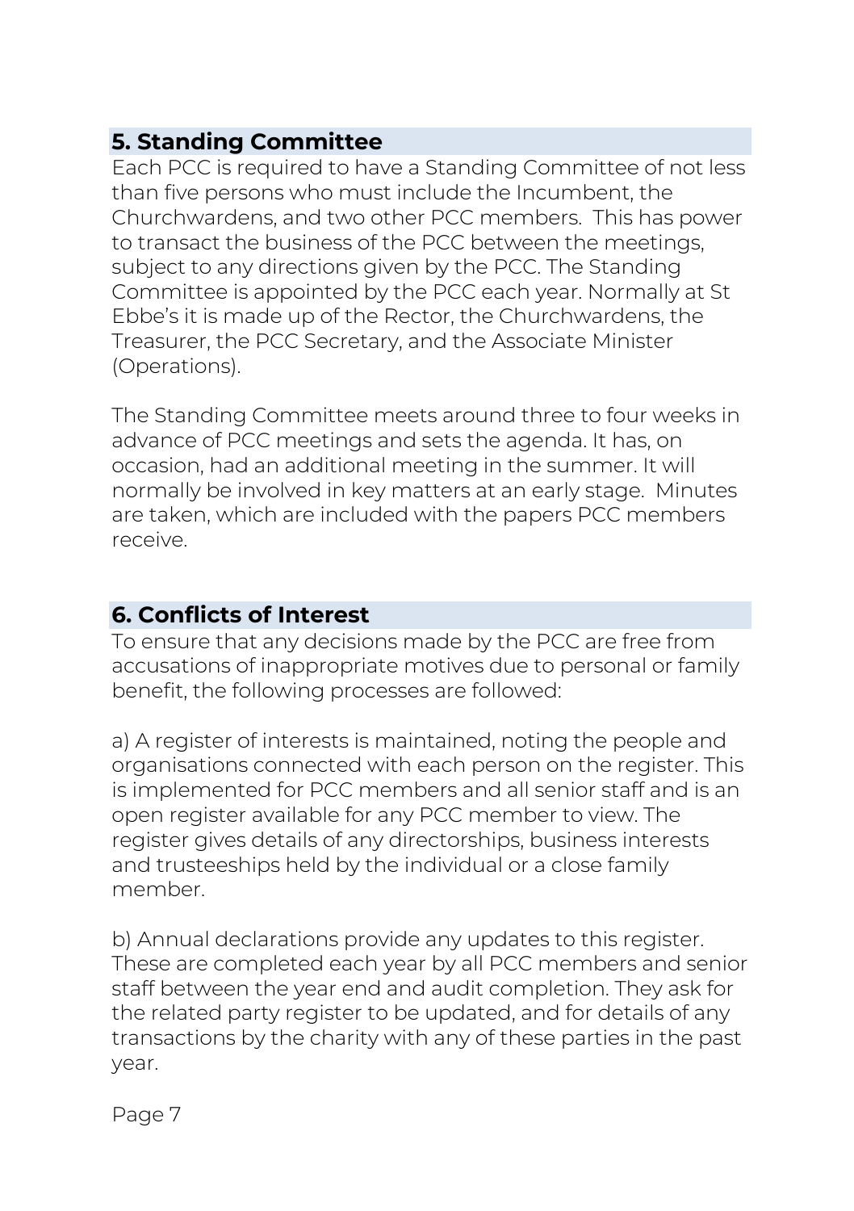## 5. Standing Committee

Each PCC is required to have a Standing Committee of not less than five persons who must include the Incumbent, the Churchwardens, and two other PCC members. This has power to transact the business of the PCC between the meetings, subject to any directions given by the PCC. The Standing Committee is appointed by the PCC each year. Normally at St Ebbe's it is made up of the Rector, the Churchwardens, the Treasurer, the PCC Secretary, and the Associate Minister (Operations).

The Standing Committee meets around three to four weeks in advance of PCC meetings and sets the agenda. It has, on occasion, had an additional meeting in the summer. It will normally be involved in key matters at an early stage. Minutes are taken, which are included with the papers PCC members receive.

## 6. Conflicts of Interest

To ensure that any decisions made by the PCC are free from accusations of inappropriate motives due to personal or family benefit, the following processes are followed:

a) A register of interests is maintained, noting the people and organisations connected with each person on the register. This is implemented for PCC members and all senior staff and is an open register available for any PCC member to view. The register gives details of any directorships, business interests and trusteeships held by the individual or a close family member.

b) Annual declarations provide any updates to this register. These are completed each year by all PCC members and senior staff between the year end and audit completion. They ask for the related party register to be updated, and for details of any transactions by the charity with any of these parties in the past year.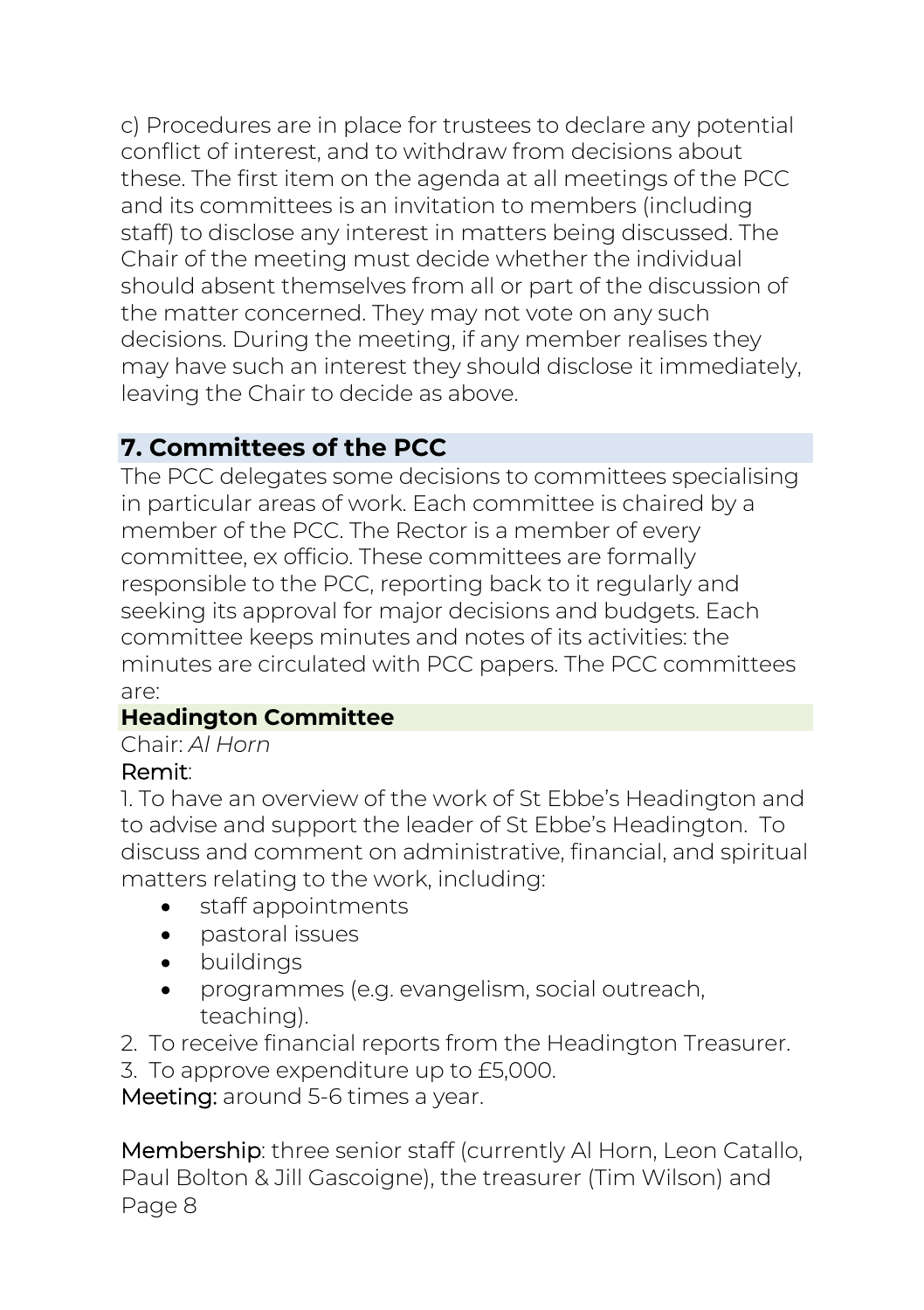c) Procedures are in place for trustees to declare any potential conflict of interest, and to withdraw from decisions about these. The first item on the agenda at all meetings of the PCC and its committees is an invitation to members (including staff) to disclose any interest in matters being discussed. The Chair of the meeting must decide whether the individual should absent themselves from all or part of the discussion of the matter concerned. They may not vote on any such decisions. During the meeting, if any member realises they may have such an interest they should disclose it immediately, leaving the Chair to decide as above.

## 7. Committees of the PCC

The PCC delegates some decisions to committees specialising in particular areas of work. Each committee is chaired by a member of the PCC. The Rector is a member of every committee, ex officio. These committees are formally responsible to the PCC, reporting back to it regularly and seeking its approval for major decisions and budgets. Each committee keeps minutes and notes of its activities: the minutes are circulated with PCC papers. The PCC committees are:

### Headington Committee

Chair: *Al Horn*

Remit:

1. To have an overview of the work of St Ebbe's Headington and to advise and support the leader of St Ebbe's Headington. To discuss and comment on administrative, financial, and spiritual matters relating to the work, including:
    - staff appointments
    - pastoral issues
    - buildings
    - programmes (e.g. evangelism, social outreach, teaching).
2. To receive financial reports from the Headington Treasurer.
3. To approve expenditure up to £5,000.

Meeting: around 5-6 times a year.

Membership: three senior staff (currently Al Horn, Leon Catallo, Paul Bolton & Jill Gascoigne), the treasurer (Tim Wilson) and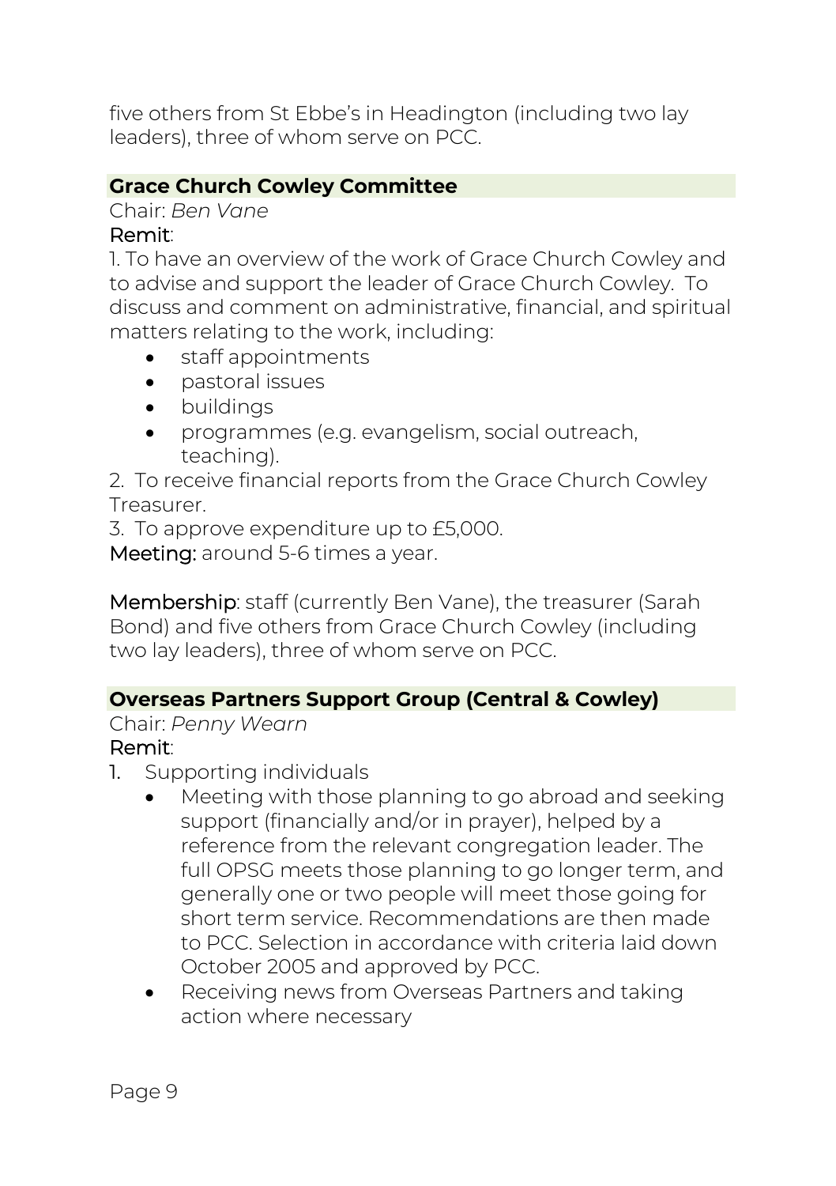five others from St Ebbe's in Headington (including two lay leaders), three of whom serve on PCC.

### Grace Church Cowley Committee

Chair: *Ben Vane*

Remit:

1. To have an overview of the work of Grace Church Cowley and to advise and support the leader of Grace Church Cowley. To discuss and comment on administrative, financial, and spiritual matters relating to the work, including:
    - staff appointments
    - pastoral issues
    - buildings
    - programmes (e.g. evangelism, social outreach, teaching).
2. To receive financial reports from the Grace Church Cowley Treasurer.
3. To approve expenditure up to £5,000.

Meeting: around 5-6 times a year.

Membership: staff (currently Ben Vane), the treasurer (Sarah Bond) and five others from Grace Church Cowley (including two lay leaders), three of whom serve on PCC.

### Overseas Partners Support Group (Central & Cowley)

Chair: *Penny Wearn*

Remit:

1. Supporting individuals
    - Meeting with those planning to go abroad and seeking support (financially and/or in prayer), helped by a reference from the relevant congregation leader. The full OPSG meets those planning to go longer term, and generally one or two people will meet those going for short term service. Recommendations are then made to PCC. Selection in accordance with criteria laid down October 2005 and approved by PCC.
    - Receiving news from Overseas Partners and taking action where necessary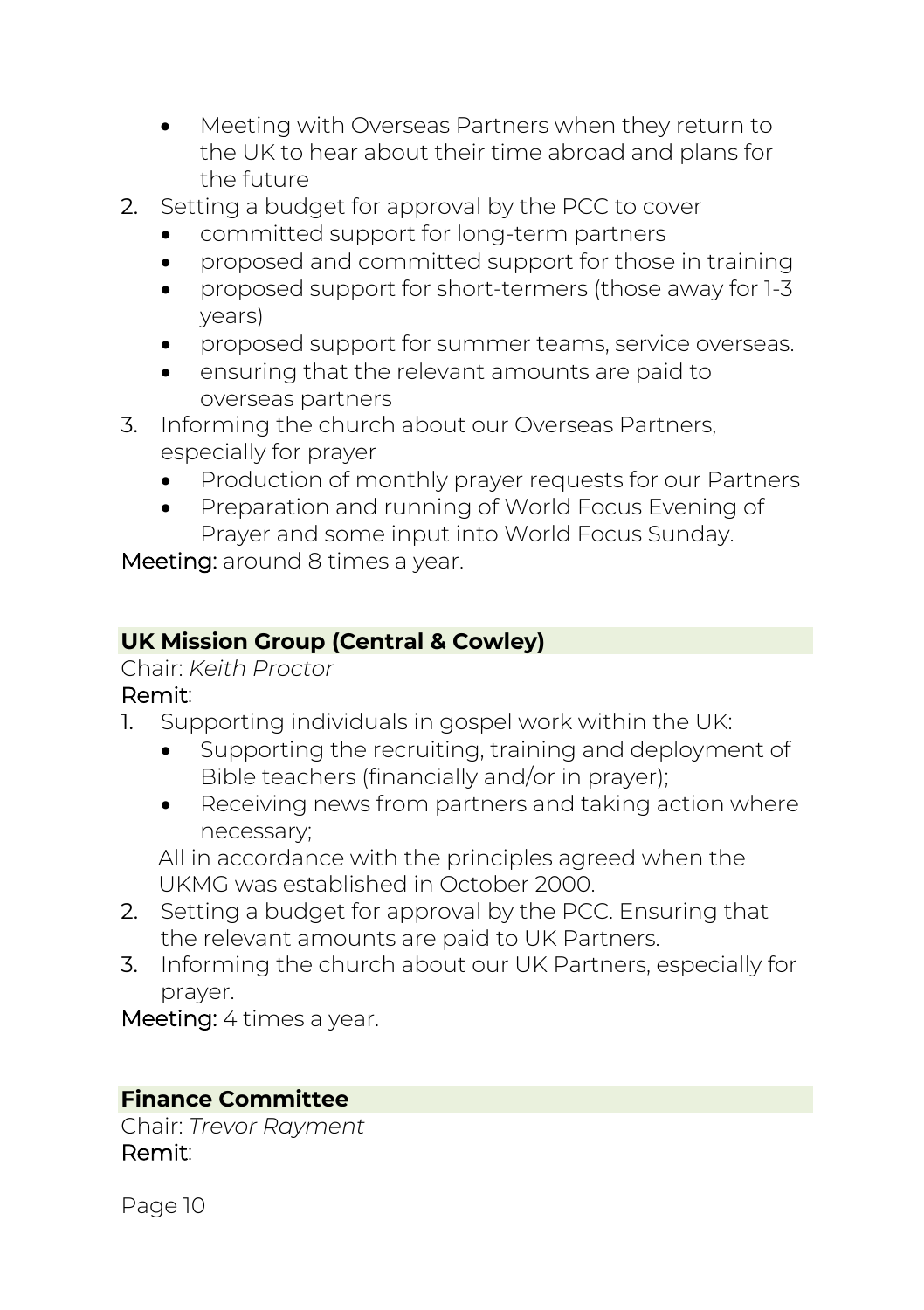- Meeting with Overseas Partners when they return to the UK to hear about their time abroad and plans for the future

2. Setting a budget for approval by the PCC to cover
   - committed support for long-term partners
   - proposed and committed support for those in training
   - proposed support for short-termers (those away for 1-3 years)
   - proposed support for summer teams, service overseas.
   - ensuring that the relevant amounts are paid to overseas partners
3. Informing the church about our Overseas Partners, especially for prayer
   - Production of monthly prayer requests for our Partners
   - Preparation and running of World Focus Evening of Prayer and some input into World Focus Sunday.

Meeting: around 8 times a year.

## UK Mission Group (Central & Cowley)

Chair: *Keith Proctor*

Remit:

1. Supporting individuals in gospel work within the UK:
   - Supporting the recruiting, training and deployment of Bible teachers (financially and/or in prayer);
   - Receiving news from partners and taking action where necessary;

   All in accordance with the principles agreed when the UKMG was established in October 2000.
2. Setting a budget for approval by the PCC. Ensuring that the relevant amounts are paid to UK Partners.
3. Informing the church about our UK Partners, especially for prayer.

Meeting: 4 times a year.

## Finance Committee

Chair: *Trevor Rayment*

Remit: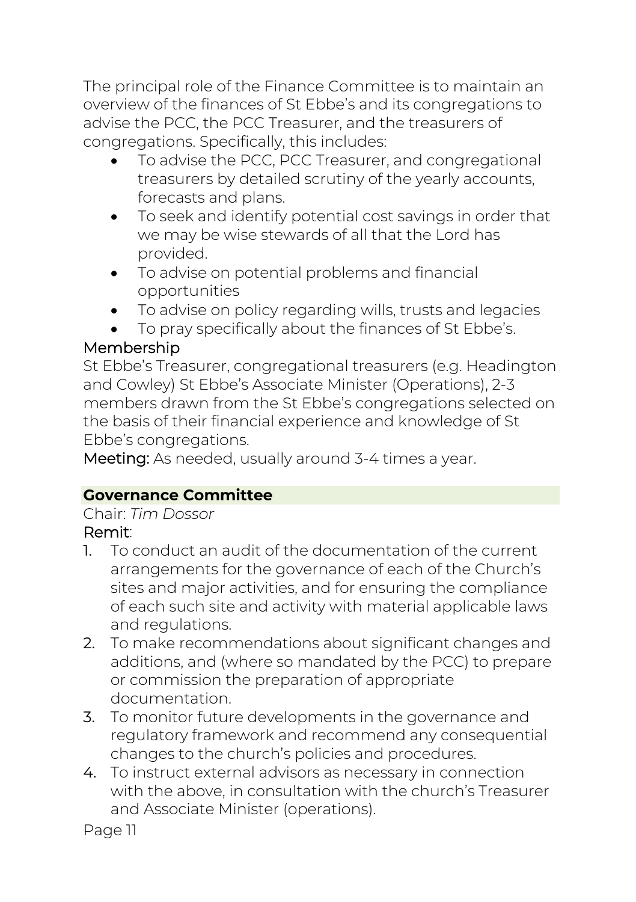The principal role of the Finance Committee is to maintain an overview of the finances of St Ebbe's and its congregations to advise the PCC, the PCC Treasurer, and the treasurers of congregations. Specifically, this includes:

- To advise the PCC, PCC Treasurer, and congregational treasurers by detailed scrutiny of the yearly accounts, forecasts and plans.
- To seek and identify potential cost savings in order that we may be wise stewards of all that the Lord has provided.
- To advise on potential problems and financial opportunities
- To advise on policy regarding wills, trusts and legacies
- To pray specifically about the finances of St Ebbe's.

Membership

St Ebbe's Treasurer, congregational treasurers (e.g. Headington and Cowley) St Ebbe's Associate Minister (Operations), 2-3 members drawn from the St Ebbe's congregations selected on the basis of their financial experience and knowledge of St Ebbe's congregations.

Meeting: As needed, usually around 3-4 times a year.

### Governance Committee

Chair: *Tim Dossor*

Remit:

1. To conduct an audit of the documentation of the current arrangements for the governance of each of the Church's sites and major activities, and for ensuring the compliance of each such site and activity with material applicable laws and regulations.
2. To make recommendations about significant changes and additions, and (where so mandated by the PCC) to prepare or commission the preparation of appropriate documentation.
3. To monitor future developments in the governance and regulatory framework and recommend any consequential changes to the church's policies and procedures.
4. To instruct external advisors as necessary in connection with the above, in consultation with the church's Treasurer and Associate Minister (operations).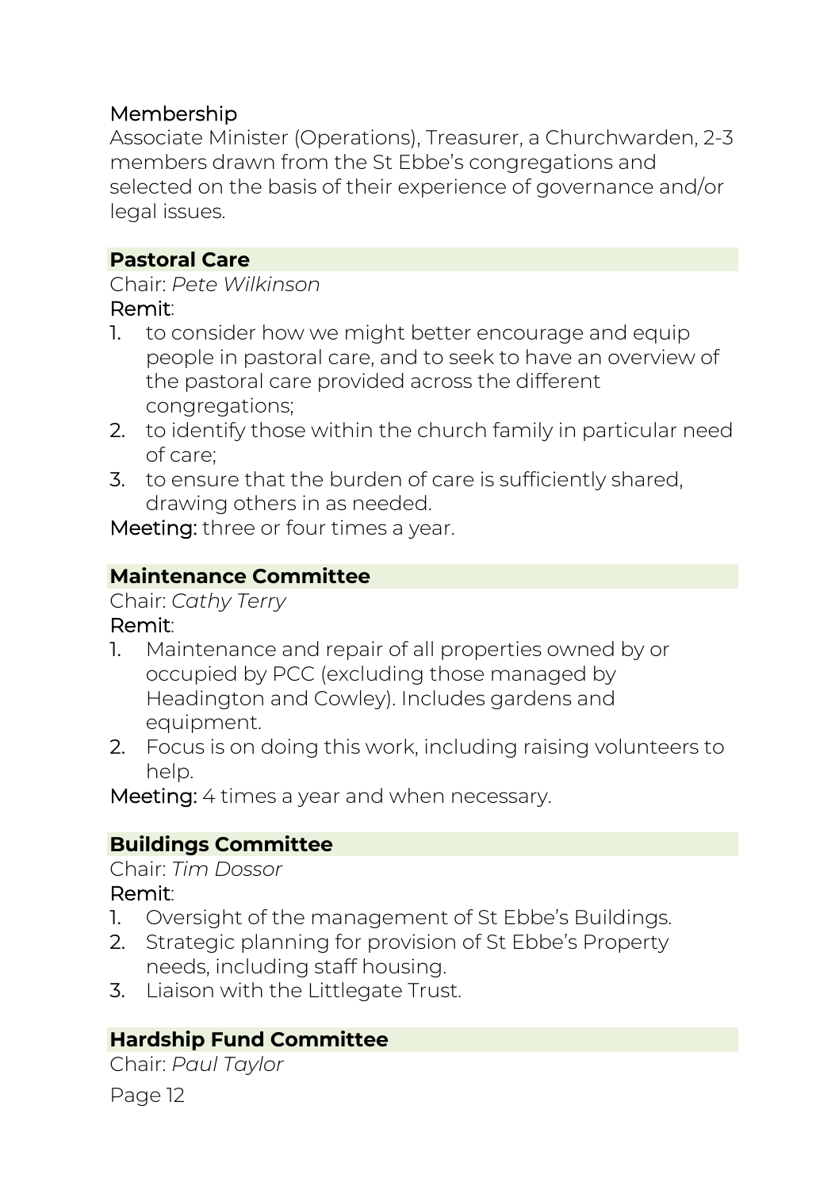Membership

Associate Minister (Operations), Treasurer, a Churchwarden, 2-3 members drawn from the St Ebbe's congregations and selected on the basis of their experience of governance and/or legal issues.

## Pastoral Care

Chair: *Pete Wilkinson*

Remit:

1. to consider how we might better encourage and equip people in pastoral care, and to seek to have an overview of the pastoral care provided across the different congregations;
2. to identify those within the church family in particular need of care;
3. to ensure that the burden of care is sufficiently shared, drawing others in as needed.

Meeting: three or four times a year.

## Maintenance Committee

Chair: *Cathy Terry*

Remit:

1. Maintenance and repair of all properties owned by or occupied by PCC (excluding those managed by Headington and Cowley). Includes gardens and equipment.
2. Focus is on doing this work, including raising volunteers to help.

Meeting: 4 times a year and when necessary.

## Buildings Committee

Chair: *Tim Dossor*

Remit:

1. Oversight of the management of St Ebbe's Buildings.
2. Strategic planning for provision of St Ebbe's Property needs, including staff housing.
3. Liaison with the Littlegate Trust.

## Hardship Fund Committee

Chair: *Paul Taylor*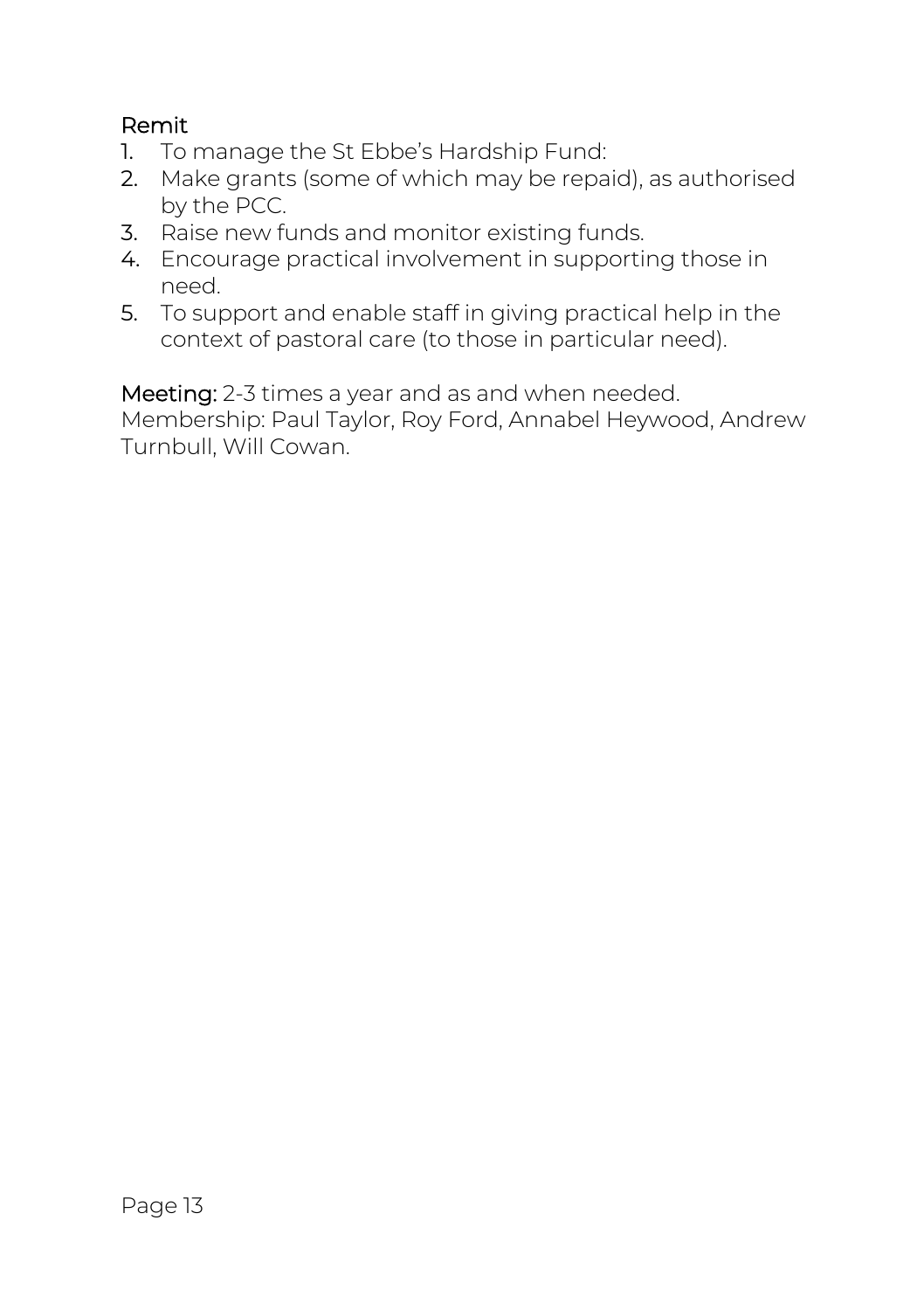### Remit

1. To manage the St Ebbe’s Hardship Fund:
2. Make grants (some of which may be repaid), as authorised by the PCC.
3. Raise new funds and monitor existing funds.
4. Encourage practical involvement in supporting those in need.
5. To support and enable staff in giving practical help in the context of pastoral care (to those in particular need).

**Meeting:** 2-3 times a year and as and when needed.
Membership: Paul Taylor, Roy Ford, Annabel Heywood, Andrew Turnbull, Will Cowan.